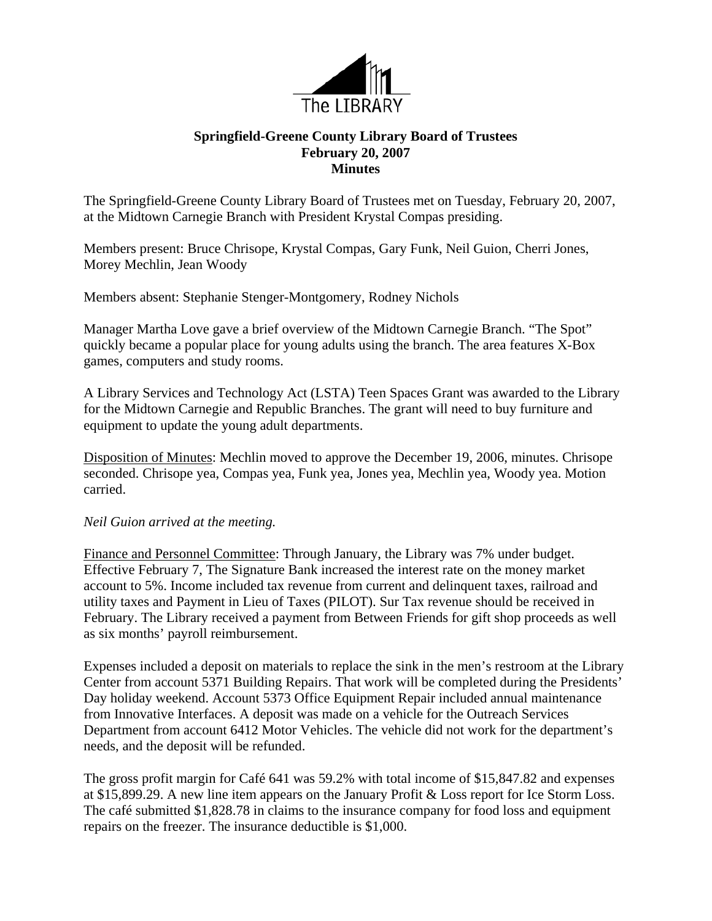The LIBRARY

**Springfield-Greene County Library Board of Trustees**
**February 20, 2007**
**Minutes**

The Springfield-Greene County Library Board of Trustees met on Tuesday, February 20, 2007, at the Midtown Carnegie Branch with President Krystal Compas presiding.

Members present: Bruce Chrisope, Krystal Compas, Gary Funk, Neil Guion, Cherri Jones, Morey Mechlin, Jean Woody

Members absent: Stephanie Stenger-Montgomery, Rodney Nichols

Manager Martha Love gave a brief overview of the Midtown Carnegie Branch. "The Spot" quickly became a popular place for young adults using the branch. The area features X-Box games, computers and study rooms.

A Library Services and Technology Act (LSTA) Teen Spaces Grant was awarded to the Library for the Midtown Carnegie and Republic Branches. The grant will need to buy furniture and equipment to update the young adult departments.

Disposition of Minutes: Mechlin moved to approve the December 19, 2006, minutes. Chrisope seconded. Chrisope yea, Compas yea, Funk yea, Jones yea, Mechlin yea, Woody yea. Motion carried.

*Neil Guion arrived at the meeting.*

Finance and Personnel Committee: Through January, the Library was 7% under budget. Effective February 7, The Signature Bank increased the interest rate on the money market account to 5%. Income included tax revenue from current and delinquent taxes, railroad and utility taxes and Payment in Lieu of Taxes (PILOT). Sur Tax revenue should be received in February. The Library received a payment from Between Friends for gift shop proceeds as well as six months' payroll reimbursement.

Expenses included a deposit on materials to replace the sink in the men's restroom at the Library Center from account 5371 Building Repairs. That work will be completed during the Presidents' Day holiday weekend. Account 5373 Office Equipment Repair included annual maintenance from Innovative Interfaces. A deposit was made on a vehicle for the Outreach Services Department from account 6412 Motor Vehicles. The vehicle did not work for the department's needs, and the deposit will be refunded.

The gross profit margin for Café 641 was 59.2% with total income of $15,847.82 and expenses at $15,899.29. A new line item appears on the January Profit & Loss report for Ice Storm Loss. The café submitted $1,828.78 in claims to the insurance company for food loss and equipment repairs on the freezer. The insurance deductible is $1,000.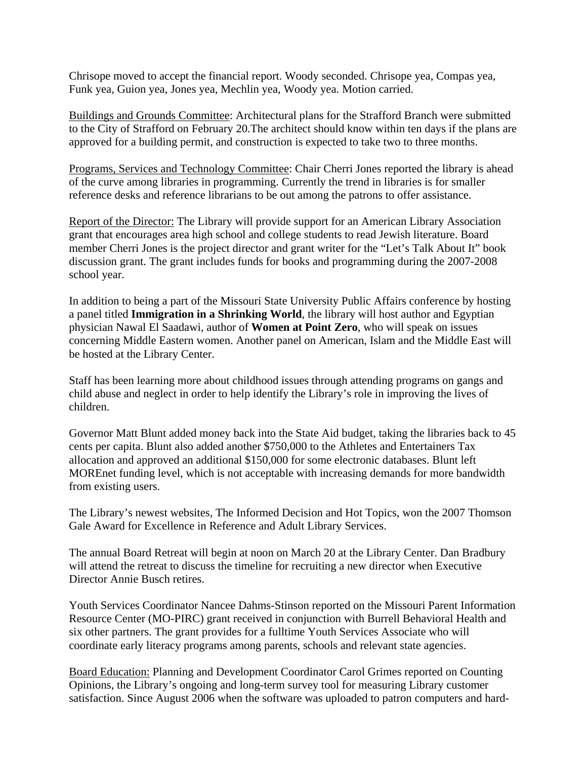Chrisope moved to accept the financial report. Woody seconded. Chrisope yea, Compas yea, Funk yea, Guion yea, Jones yea, Mechlin yea, Woody yea. Motion carried.

Buildings and Grounds Committee: Architectural plans for the Strafford Branch were submitted to the City of Strafford on February 20.The architect should know within ten days if the plans are approved for a building permit, and construction is expected to take two to three months.

Programs, Services and Technology Committee: Chair Cherri Jones reported the library is ahead of the curve among libraries in programming. Currently the trend in libraries is for smaller reference desks and reference librarians to be out among the patrons to offer assistance.

Report of the Director: The Library will provide support for an American Library Association grant that encourages area high school and college students to read Jewish literature. Board member Cherri Jones is the project director and grant writer for the "Let's Talk About It" book discussion grant. The grant includes funds for books and programming during the 2007-2008 school year.

In addition to being a part of the Missouri State University Public Affairs conference by hosting a panel titled **Immigration in a Shrinking World**, the library will host author and Egyptian physician Nawal El Saadawi, author of **Women at Point Zero**, who will speak on issues concerning Middle Eastern women. Another panel on American, Islam and the Middle East will be hosted at the Library Center.

Staff has been learning more about childhood issues through attending programs on gangs and child abuse and neglect in order to help identify the Library's role in improving the lives of children.

Governor Matt Blunt added money back into the State Aid budget, taking the libraries back to 45 cents per capita. Blunt also added another $750,000 to the Athletes and Entertainers Tax allocation and approved an additional $150,000 for some electronic databases. Blunt left MOREnet funding level, which is not acceptable with increasing demands for more bandwidth from existing users.

The Library's newest websites, The Informed Decision and Hot Topics, won the 2007 Thomson Gale Award for Excellence in Reference and Adult Library Services.

The annual Board Retreat will begin at noon on March 20 at the Library Center. Dan Bradbury will attend the retreat to discuss the timeline for recruiting a new director when Executive Director Annie Busch retires.

Youth Services Coordinator Nancee Dahms-Stinson reported on the Missouri Parent Information Resource Center (MO-PIRC) grant received in conjunction with Burrell Behavioral Health and six other partners. The grant provides for a fulltime Youth Services Associate who will coordinate early literacy programs among parents, schools and relevant state agencies.

Board Education: Planning and Development Coordinator Carol Grimes reported on Counting Opinions, the Library's ongoing and long-term survey tool for measuring Library customer satisfaction. Since August 2006 when the software was uploaded to patron computers and hard-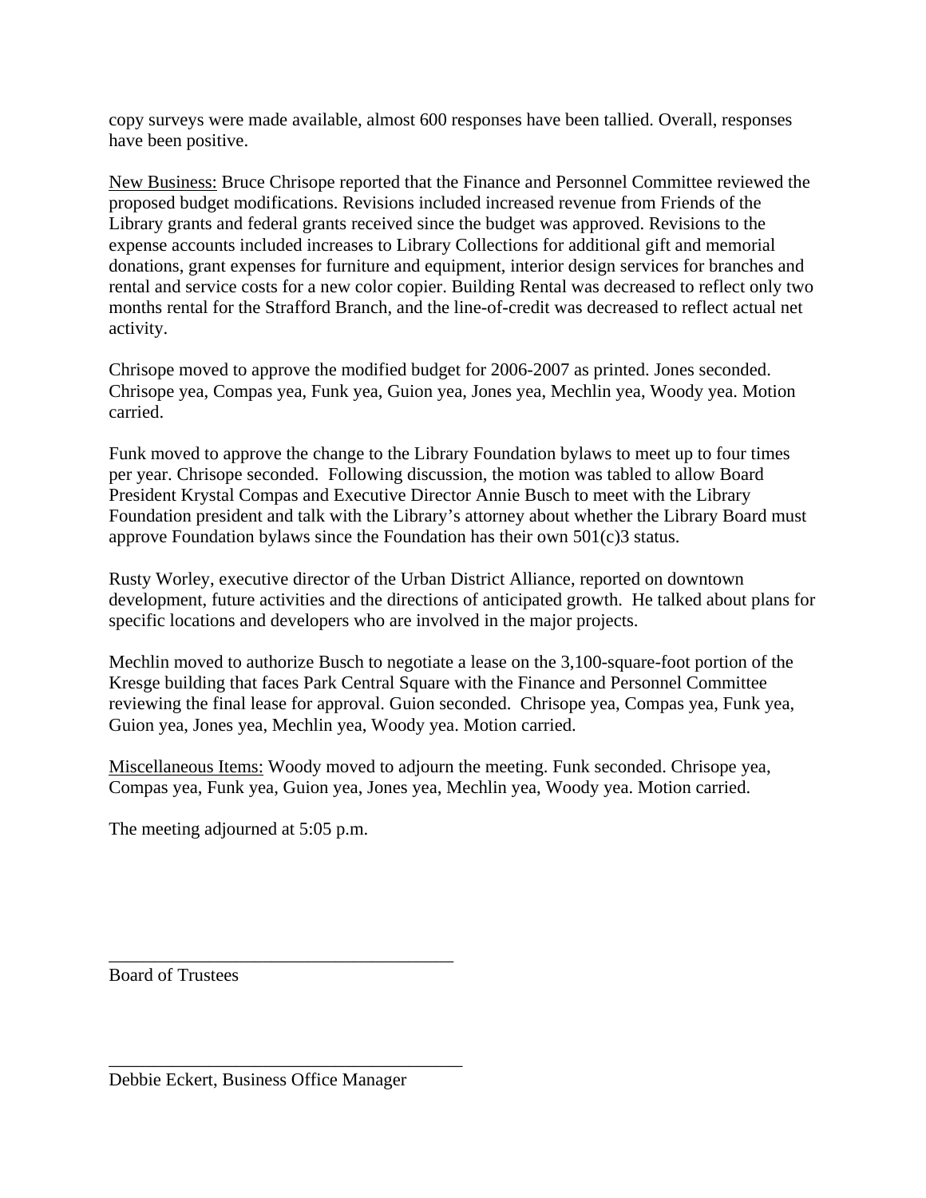copy surveys were made available, almost 600 responses have been tallied. Overall, responses have been positive.

New Business: Bruce Chrisope reported that the Finance and Personnel Committee reviewed the proposed budget modifications. Revisions included increased revenue from Friends of the Library grants and federal grants received since the budget was approved. Revisions to the expense accounts included increases to Library Collections for additional gift and memorial donations, grant expenses for furniture and equipment, interior design services for branches and rental and service costs for a new color copier. Building Rental was decreased to reflect only two months rental for the Strafford Branch, and the line-of-credit was decreased to reflect actual net activity.

Chrisope moved to approve the modified budget for 2006-2007 as printed. Jones seconded. Chrisope yea, Compas yea, Funk yea, Guion yea, Jones yea, Mechlin yea, Woody yea. Motion carried.

Funk moved to approve the change to the Library Foundation bylaws to meet up to four times per year. Chrisope seconded. Following discussion, the motion was tabled to allow Board President Krystal Compas and Executive Director Annie Busch to meet with the Library Foundation president and talk with the Library's attorney about whether the Library Board must approve Foundation bylaws since the Foundation has their own 501(c)3 status.

Rusty Worley, executive director of the Urban District Alliance, reported on downtown development, future activities and the directions of anticipated growth. He talked about plans for specific locations and developers who are involved in the major projects.

Mechlin moved to authorize Busch to negotiate a lease on the 3,100-square-foot portion of the Kresge building that faces Park Central Square with the Finance and Personnel Committee reviewing the final lease for approval. Guion seconded. Chrisope yea, Compas yea, Funk yea, Guion yea, Jones yea, Mechlin yea, Woody yea. Motion carried.

Miscellaneous Items: Woody moved to adjourn the meeting. Funk seconded. Chrisope yea, Compas yea, Funk yea, Guion yea, Jones yea, Mechlin yea, Woody yea. Motion carried.

The meeting adjourned at 5:05 p.m.

\_\_\_\_\_\_\_\_\_\_\_\_\_\_\_\_\_\_\_\_\_\_\_\_\_\_\_\_\_\_\_\_\_\_\_\_\_\_

Board of Trustees

\_\_\_\_\_\_\_\_\_\_\_\_\_\_\_\_\_\_\_\_\_\_\_\_\_\_\_\_\_\_\_\_\_\_\_\_\_\_

Debbie Eckert, Business Office Manager